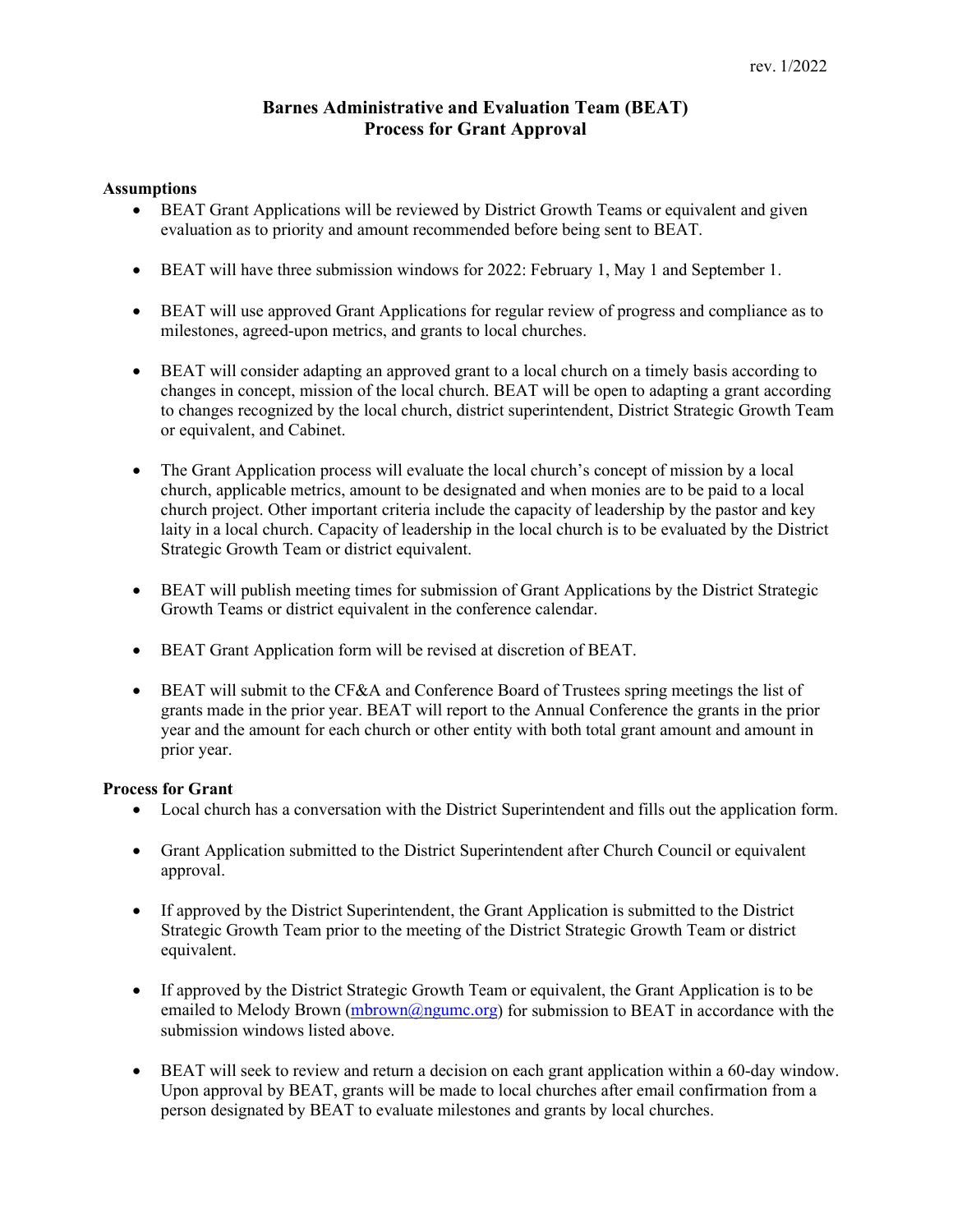rev. 1/2022

# Barnes Administrative and Evaluation Team (BEAT)
# Process for Grant Approval

**Assumptions**

- BEAT Grant Applications will be reviewed by District Growth Teams or equivalent and given evaluation as to priority and amount recommended before being sent to BEAT.

- BEAT will have three submission windows for 2022: February 1, May 1 and September 1.

- BEAT will use approved Grant Applications for regular review of progress and compliance as to milestones, agreed-upon metrics, and grants to local churches.

- BEAT will consider adapting an approved grant to a local church on a timely basis according to changes in concept, mission of the local church. BEAT will be open to adapting a grant according to changes recognized by the local church, district superintendent, District Strategic Growth Team or equivalent, and Cabinet.

- The Grant Application process will evaluate the local church's concept of mission by a local church, applicable metrics, amount to be designated and when monies are to be paid to a local church project. Other important criteria include the capacity of leadership by the pastor and key laity in a local church. Capacity of leadership in the local church is to be evaluated by the District Strategic Growth Team or district equivalent.

- BEAT will publish meeting times for submission of Grant Applications by the District Strategic Growth Teams or district equivalent in the conference calendar.

- BEAT Grant Application form will be revised at discretion of BEAT.

- BEAT will submit to the CF&A and Conference Board of Trustees spring meetings the list of grants made in the prior year. BEAT will report to the Annual Conference the grants in the prior year and the amount for each church or other entity with both total grant amount and amount in prior year.

**Process for Grant**

- Local church has a conversation with the District Superintendent and fills out the application form.

- Grant Application submitted to the District Superintendent after Church Council or equivalent approval.

- If approved by the District Superintendent, the Grant Application is submitted to the District Strategic Growth Team prior to the meeting of the District Strategic Growth Team or district equivalent.

- If approved by the District Strategic Growth Team or equivalent, the Grant Application is to be emailed to Melody Brown (mbrown@ngumc.org) for submission to BEAT in accordance with the submission windows listed above.

- BEAT will seek to review and return a decision on each grant application within a 60-day window. Upon approval by BEAT, grants will be made to local churches after email confirmation from a person designated by BEAT to evaluate milestones and grants by local churches.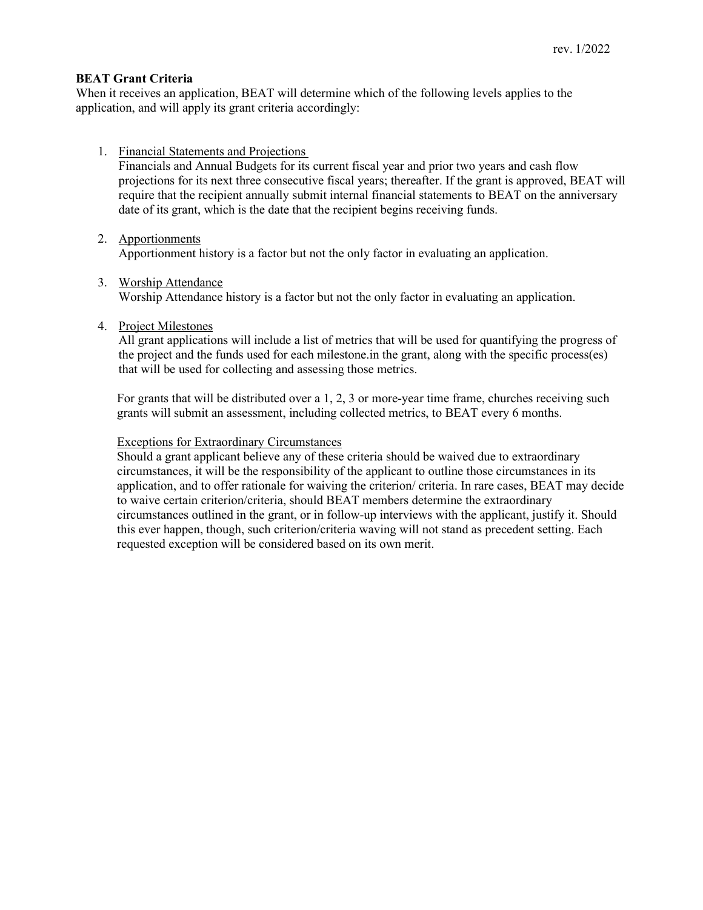rev. 1/2022

**BEAT Grant Criteria**

When it receives an application, BEAT will determine which of the following levels applies to the application, and will apply its grant criteria accordingly:

1. Financial Statements and Projections
   Financials and Annual Budgets for its current fiscal year and prior two years and cash flow projections for its next three consecutive fiscal years; thereafter. If the grant is approved, BEAT will require that the recipient annually submit internal financial statements to BEAT on the anniversary date of its grant, which is the date that the recipient begins receiving funds.

2. Apportionments
   Apportionment history is a factor but not the only factor in evaluating an application.

3. Worship Attendance
   Worship Attendance history is a factor but not the only factor in evaluating an application.

4. Project Milestones
   All grant applications will include a list of metrics that will be used for quantifying the progress of the project and the funds used for each milestone.in the grant, along with the specific process(es) that will be used for collecting and assessing those metrics.

   For grants that will be distributed over a 1, 2, 3 or more-year time frame, churches receiving such grants will submit an assessment, including collected metrics, to BEAT every 6 months.

   Exceptions for Extraordinary Circumstances
   Should a grant applicant believe any of these criteria should be waived due to extraordinary circumstances, it will be the responsibility of the applicant to outline those circumstances in its application, and to offer rationale for waiving the criterion/ criteria. In rare cases, BEAT may decide to waive certain criterion/criteria, should BEAT members determine the extraordinary circumstances outlined in the grant, or in follow-up interviews with the applicant, justify it. Should this ever happen, though, such criterion/criteria waving will not stand as precedent setting. Each requested exception will be considered based on its own merit.